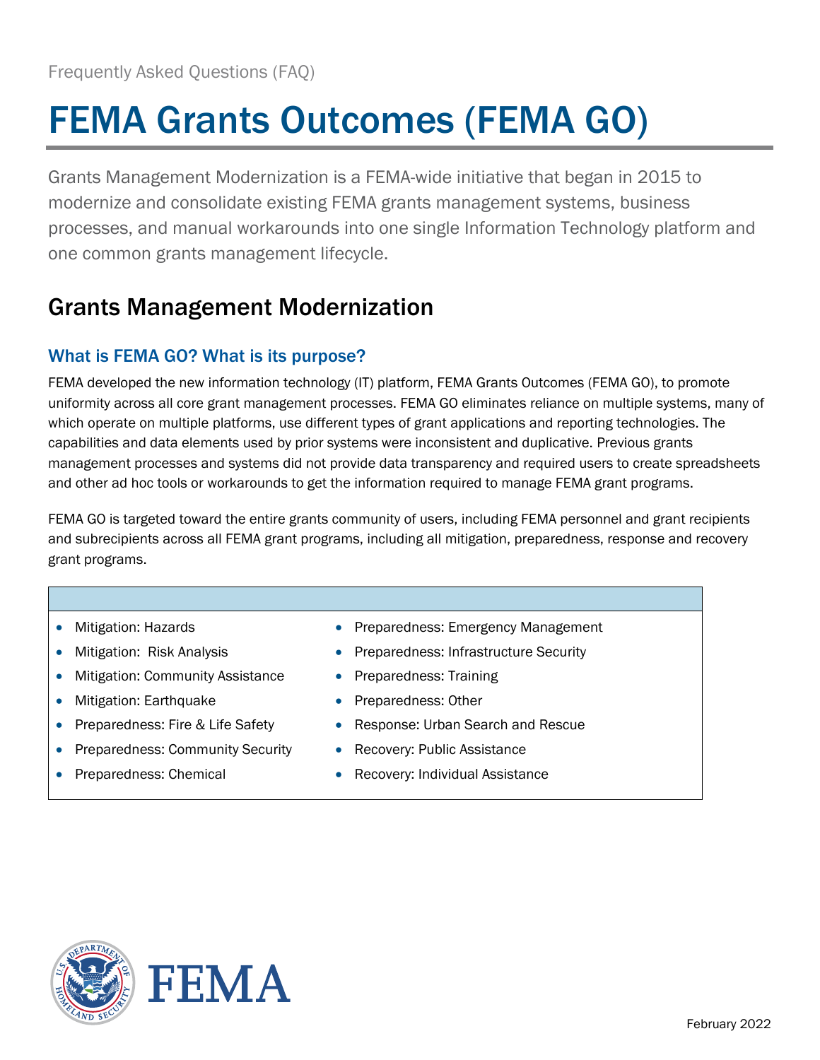Frequently Asked Questions (FAQ)

# FEMA Grants Outcomes (FEMA GO)

Grants Management Modernization is a FEMA-wide initiative that began in 2015 to modernize and consolidate existing FEMA grants management systems, business processes, and manual workarounds into one single Information Technology platform and one common grants management lifecycle.

## Grants Management Modernization

### What is FEMA GO? What is its purpose?

FEMA developed the new information technology (IT) platform, FEMA Grants Outcomes (FEMA GO), to promote uniformity across all core grant management processes. FEMA GO eliminates reliance on multiple systems, many of which operate on multiple platforms, use different types of grant applications and reporting technologies. The capabilities and data elements used by prior systems were inconsistent and duplicative. Previous grants management processes and systems did not provide data transparency and required users to create spreadsheets and other ad hoc tools or workarounds to get the information required to manage FEMA grant programs.

FEMA GO is targeted toward the entire grants community of users, including FEMA personnel and grant recipients and subrecipients across all FEMA grant programs, including all mitigation, preparedness, response and recovery grant programs.

- Mitigation: Hazards
- Mitigation: Risk Analysis
- Mitigation: Community Assistance
- Mitigation: Earthquake
- Preparedness: Fire & Life Safety
- Preparedness: Community Security
- Preparedness: Chemical
- Preparedness: Emergency Management
- Preparedness: Infrastructure Security
- Preparedness: Training
- Preparedness: Other
- Response: Urban Search and Rescue
- Recovery: Public Assistance
- Recovery: Individual Assistance

February 2022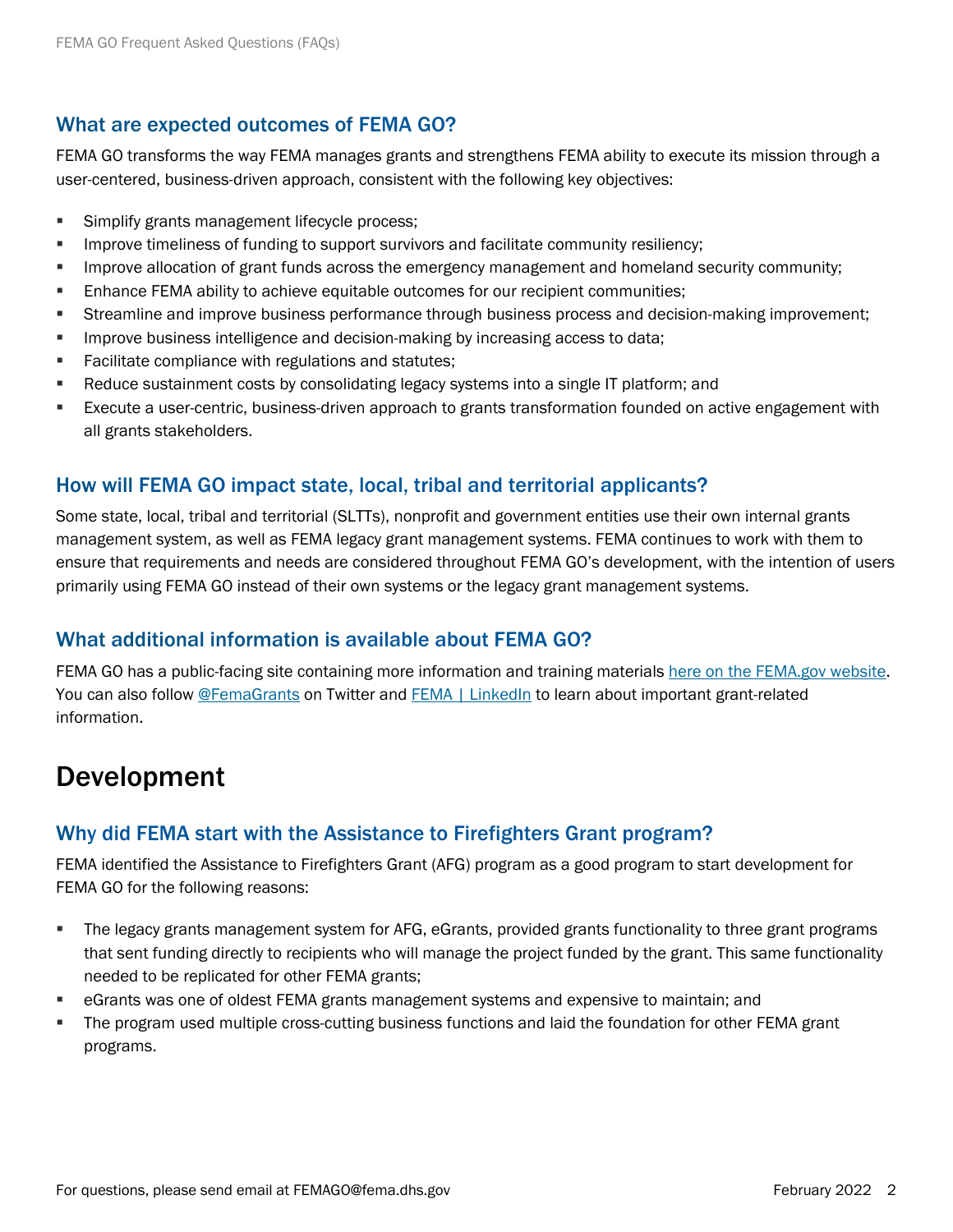## What are expected outcomes of FEMA GO?

FEMA GO transforms the way FEMA manages grants and strengthens FEMA ability to execute its mission through a user-centered, business-driven approach, consistent with the following key objectives:

- Simplify grants management lifecycle process;
- Improve timeliness of funding to support survivors and facilitate community resiliency;
- Improve allocation of grant funds across the emergency management and homeland security community;
- Enhance FEMA ability to achieve equitable outcomes for our recipient communities;
- Streamline and improve business performance through business process and decision-making improvement;
- Improve business intelligence and decision-making by increasing access to data;
- Facilitate compliance with regulations and statutes;
- Reduce sustainment costs by consolidating legacy systems into a single IT platform; and
- Execute a user-centric, business-driven approach to grants transformation founded on active engagement with all grants stakeholders.

## How will FEMA GO impact state, local, tribal and territorial applicants?

Some state, local, tribal and territorial (SLTTs), nonprofit and government entities use their own internal grants management system, as well as FEMA legacy grant management systems. FEMA continues to work with them to ensure that requirements and needs are considered throughout FEMA GO's development, with the intention of users primarily using FEMA GO instead of their own systems or the legacy grant management systems.

## What additional information is available about FEMA GO?

FEMA GO has a public-facing site containing more information and training materials here on the FEMA.gov website. You can also follow @FemaGrants on Twitter and FEMA | LinkedIn to learn about important grant-related information.

# Development

## Why did FEMA start with the Assistance to Firefighters Grant program?

FEMA identified the Assistance to Firefighters Grant (AFG) program as a good program to start development for FEMA GO for the following reasons:

- The legacy grants management system for AFG, eGrants, provided grants functionality to three grant programs that sent funding directly to recipients who will manage the project funded by the grant. This same functionality needed to be replicated for other FEMA grants;
- eGrants was one of oldest FEMA grants management systems and expensive to maintain; and
- The program used multiple cross-cutting business functions and laid the foundation for other FEMA grant programs.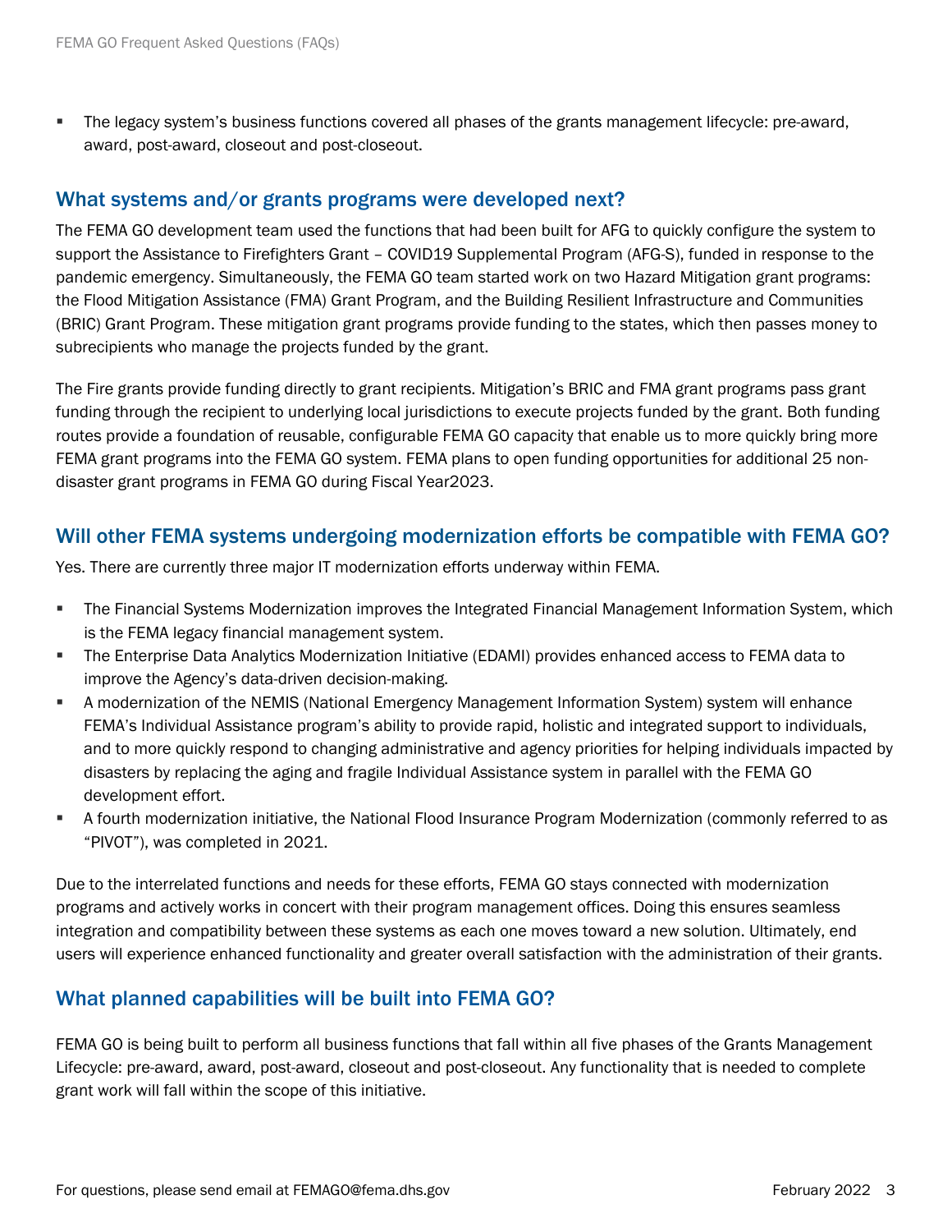- The legacy system's business functions covered all phases of the grants management lifecycle: pre-award, award, post-award, closeout and post-closeout.

## What systems and/or grants programs were developed next?

The FEMA GO development team used the functions that had been built for AFG to quickly configure the system to support the Assistance to Firefighters Grant – COVID19 Supplemental Program (AFG-S), funded in response to the pandemic emergency. Simultaneously, the FEMA GO team started work on two Hazard Mitigation grant programs: the Flood Mitigation Assistance (FMA) Grant Program, and the Building Resilient Infrastructure and Communities (BRIC) Grant Program. These mitigation grant programs provide funding to the states, which then passes money to subrecipients who manage the projects funded by the grant.

The Fire grants provide funding directly to grant recipients. Mitigation's BRIC and FMA grant programs pass grant funding through the recipient to underlying local jurisdictions to execute projects funded by the grant. Both funding routes provide a foundation of reusable, configurable FEMA GO capacity that enable us to more quickly bring more FEMA grant programs into the FEMA GO system. FEMA plans to open funding opportunities for additional 25 non-disaster grant programs in FEMA GO during Fiscal Year2023.

## Will other FEMA systems undergoing modernization efforts be compatible with FEMA GO?

Yes. There are currently three major IT modernization efforts underway within FEMA.

- The Financial Systems Modernization improves the Integrated Financial Management Information System, which is the FEMA legacy financial management system.
- The Enterprise Data Analytics Modernization Initiative (EDAMI) provides enhanced access to FEMA data to improve the Agency's data-driven decision-making.
- A modernization of the NEMIS (National Emergency Management Information System) system will enhance FEMA's Individual Assistance program's ability to provide rapid, holistic and integrated support to individuals, and to more quickly respond to changing administrative and agency priorities for helping individuals impacted by disasters by replacing the aging and fragile Individual Assistance system in parallel with the FEMA GO development effort.
- A fourth modernization initiative, the National Flood Insurance Program Modernization (commonly referred to as "PIVOT"), was completed in 2021.

Due to the interrelated functions and needs for these efforts, FEMA GO stays connected with modernization programs and actively works in concert with their program management offices. Doing this ensures seamless integration and compatibility between these systems as each one moves toward a new solution. Ultimately, end users will experience enhanced functionality and greater overall satisfaction with the administration of their grants.

## What planned capabilities will be built into FEMA GO?

FEMA GO is being built to perform all business functions that fall within all five phases of the Grants Management Lifecycle: pre-award, award, post-award, closeout and post-closeout. Any functionality that is needed to complete grant work will fall within the scope of this initiative.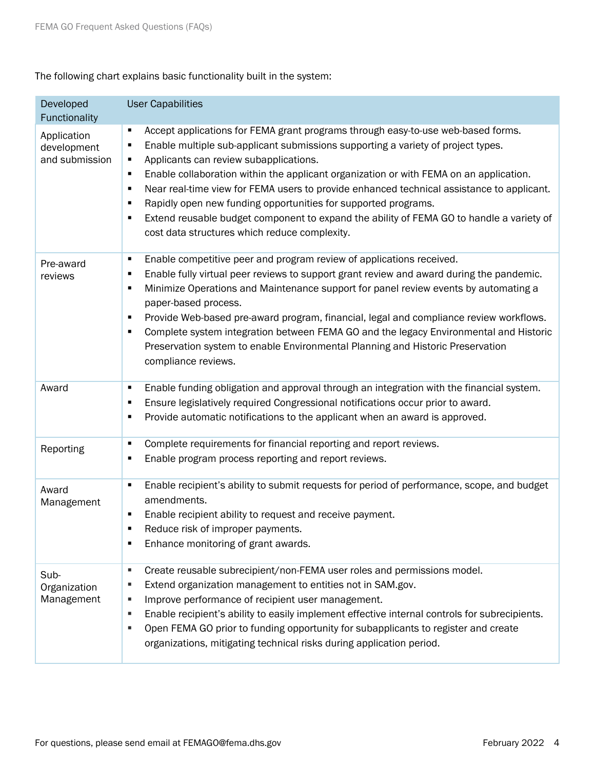The following chart explains basic functionality built in the system:

| Developed Functionality | User Capabilities |
|---|---|
| Application development and submission | ▪ Accept applications for FEMA grant programs through easy-to-use web-based forms.<br>▪ Enable multiple sub-applicant submissions supporting a variety of project types.<br>▪ Applicants can review subapplications.<br>▪ Enable collaboration within the applicant organization or with FEMA on an application.<br>▪ Near real-time view for FEMA users to provide enhanced technical assistance to applicant.<br>▪ Rapidly open new funding opportunities for supported programs.<br>▪ Extend reusable budget component to expand the ability of FEMA GO to handle a variety of cost data structures which reduce complexity. |
| Pre-award reviews | ▪ Enable competitive peer and program review of applications received.<br>▪ Enable fully virtual peer reviews to support grant review and award during the pandemic.<br>▪ Minimize Operations and Maintenance support for panel review events by automating a paper-based process.<br>▪ Provide Web-based pre-award program, financial, legal and compliance review workflows.<br>▪ Complete system integration between FEMA GO and the legacy Environmental and Historic Preservation system to enable Environmental Planning and Historic Preservation compliance reviews. |
| Award | ▪ Enable funding obligation and approval through an integration with the financial system.<br>▪ Ensure legislatively required Congressional notifications occur prior to award.<br>▪ Provide automatic notifications to the applicant when an award is approved. |
| Reporting | ▪ Complete requirements for financial reporting and report reviews.<br>▪ Enable program process reporting and report reviews. |
| Award Management | ▪ Enable recipient's ability to submit requests for period of performance, scope, and budget amendments.<br>▪ Enable recipient ability to request and receive payment.<br>▪ Reduce risk of improper payments.<br>▪ Enhance monitoring of grant awards. |
| Sub-Organization Management | ▪ Create reusable subrecipient/non-FEMA user roles and permissions model.<br>▪ Extend organization management to entities not in SAM.gov.<br>▪ Improve performance of recipient user management.<br>▪ Enable recipient's ability to easily implement effective internal controls for subrecipients.<br>▪ Open FEMA GO prior to funding opportunity for subapplicants to register and create organizations, mitigating technical risks during application period. |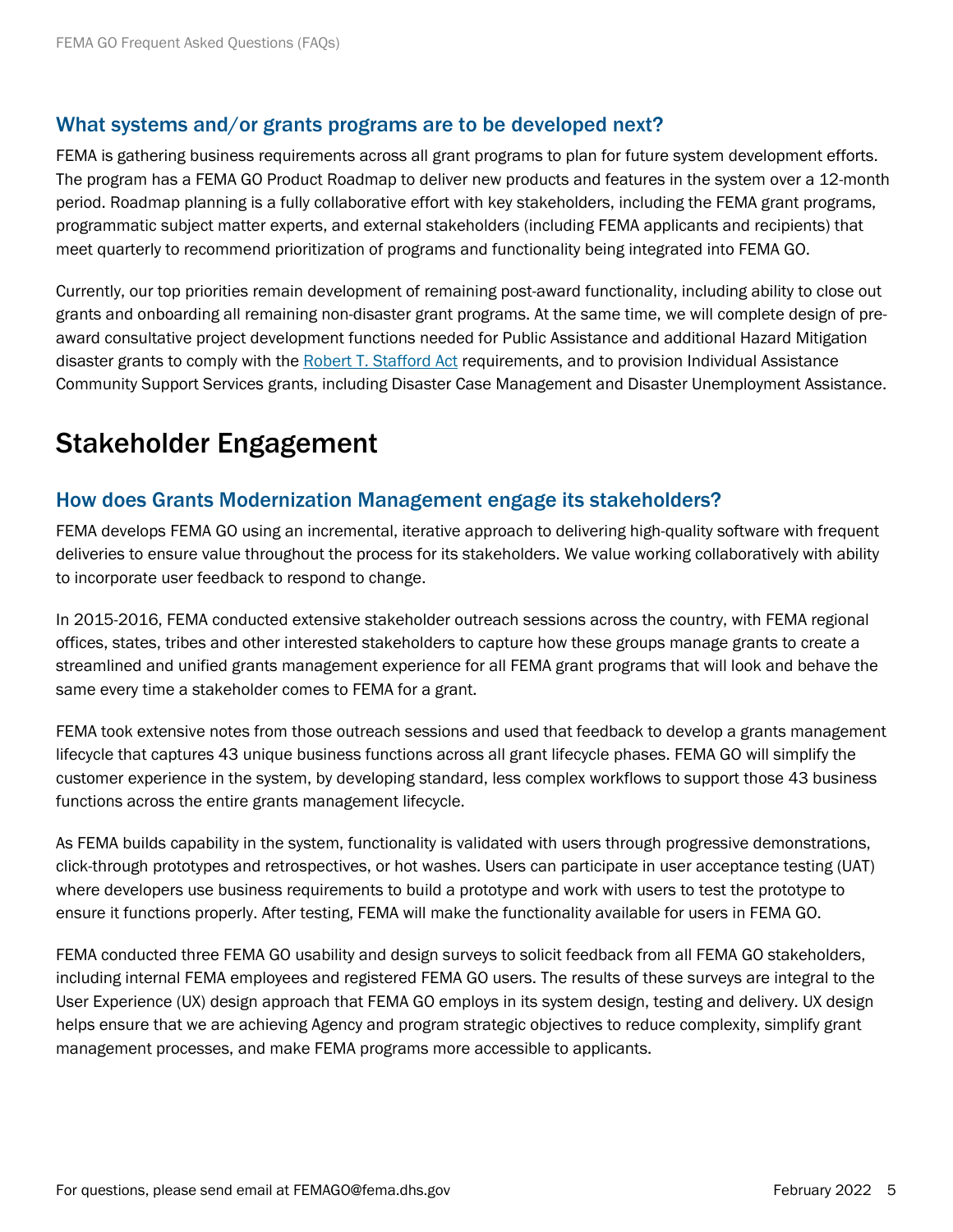### What systems and/or grants programs are to be developed next?

FEMA is gathering business requirements across all grant programs to plan for future system development efforts. The program has a FEMA GO Product Roadmap to deliver new products and features in the system over a 12-month period. Roadmap planning is a fully collaborative effort with key stakeholders, including the FEMA grant programs, programmatic subject matter experts, and external stakeholders (including FEMA applicants and recipients) that meet quarterly to recommend prioritization of programs and functionality being integrated into FEMA GO.

Currently, our top priorities remain development of remaining post-award functionality, including ability to close out grants and onboarding all remaining non-disaster grant programs. At the same time, we will complete design of pre-award consultative project development functions needed for Public Assistance and additional Hazard Mitigation disaster grants to comply with the Robert T. Stafford Act requirements, and to provision Individual Assistance Community Support Services grants, including Disaster Case Management and Disaster Unemployment Assistance.

## Stakeholder Engagement

### How does Grants Modernization Management engage its stakeholders?

FEMA develops FEMA GO using an incremental, iterative approach to delivering high-quality software with frequent deliveries to ensure value throughout the process for its stakeholders. We value working collaboratively with ability to incorporate user feedback to respond to change.

In 2015-2016, FEMA conducted extensive stakeholder outreach sessions across the country, with FEMA regional offices, states, tribes and other interested stakeholders to capture how these groups manage grants to create a streamlined and unified grants management experience for all FEMA grant programs that will look and behave the same every time a stakeholder comes to FEMA for a grant.

FEMA took extensive notes from those outreach sessions and used that feedback to develop a grants management lifecycle that captures 43 unique business functions across all grant lifecycle phases. FEMA GO will simplify the customer experience in the system, by developing standard, less complex workflows to support those 43 business functions across the entire grants management lifecycle.

As FEMA builds capability in the system, functionality is validated with users through progressive demonstrations, click-through prototypes and retrospectives, or hot washes. Users can participate in user acceptance testing (UAT) where developers use business requirements to build a prototype and work with users to test the prototype to ensure it functions properly. After testing, FEMA will make the functionality available for users in FEMA GO.

FEMA conducted three FEMA GO usability and design surveys to solicit feedback from all FEMA GO stakeholders, including internal FEMA employees and registered FEMA GO users. The results of these surveys are integral to the User Experience (UX) design approach that FEMA GO employs in its system design, testing and delivery. UX design helps ensure that we are achieving Agency and program strategic objectives to reduce complexity, simplify grant management processes, and make FEMA programs more accessible to applicants.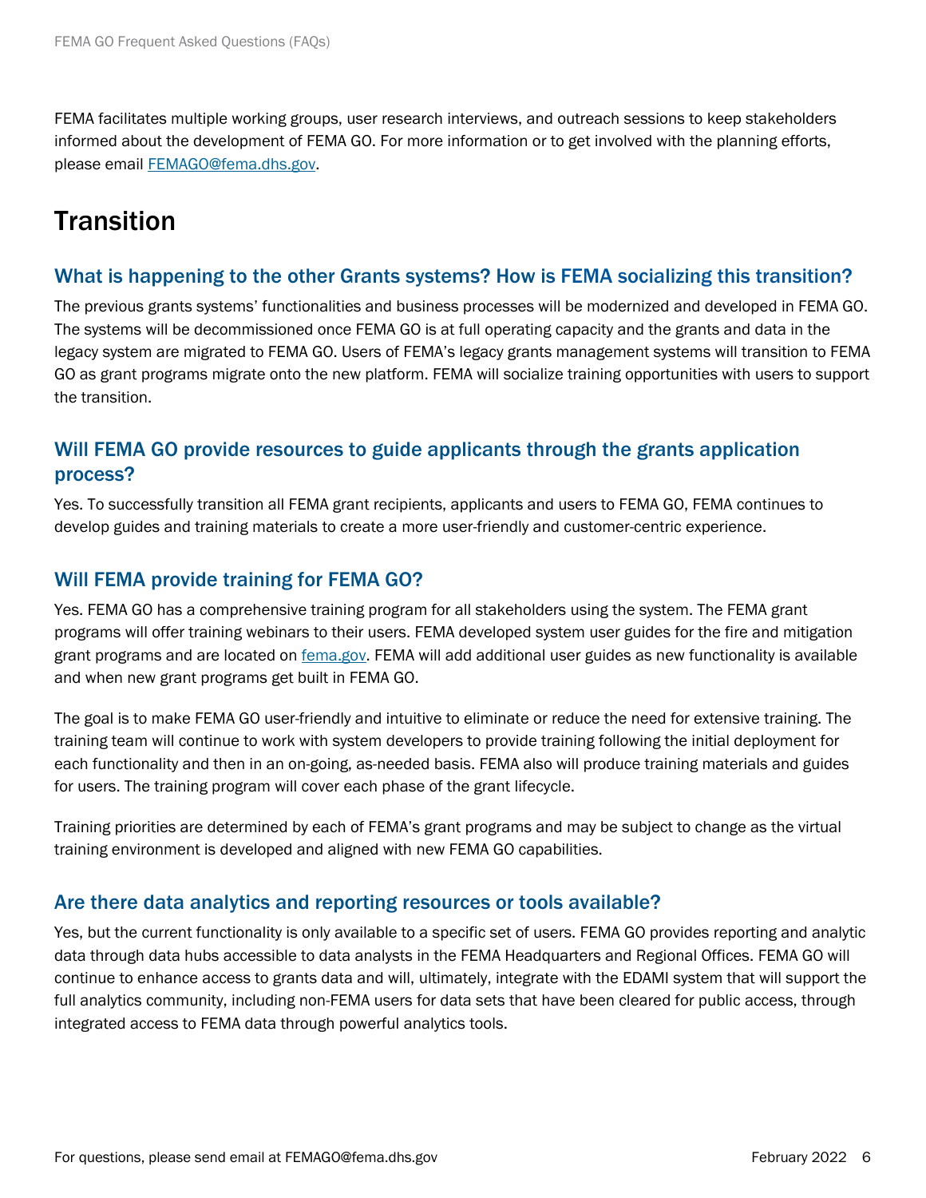FEMA facilitates multiple working groups, user research interviews, and outreach sessions to keep stakeholders informed about the development of FEMA GO. For more information or to get involved with the planning efforts, please email FEMAGO@fema.dhs.gov.

# Transition

## What is happening to the other Grants systems? How is FEMA socializing this transition?

The previous grants systems' functionalities and business processes will be modernized and developed in FEMA GO. The systems will be decommissioned once FEMA GO is at full operating capacity and the grants and data in the legacy system are migrated to FEMA GO. Users of FEMA's legacy grants management systems will transition to FEMA GO as grant programs migrate onto the new platform. FEMA will socialize training opportunities with users to support the transition.

## Will FEMA GO provide resources to guide applicants through the grants application process?

Yes. To successfully transition all FEMA grant recipients, applicants and users to FEMA GO, FEMA continues to develop guides and training materials to create a more user-friendly and customer-centric experience.

## Will FEMA provide training for FEMA GO?

Yes. FEMA GO has a comprehensive training program for all stakeholders using the system. The FEMA grant programs will offer training webinars to their users. FEMA developed system user guides for the fire and mitigation grant programs and are located on fema.gov. FEMA will add additional user guides as new functionality is available and when new grant programs get built in FEMA GO.

The goal is to make FEMA GO user-friendly and intuitive to eliminate or reduce the need for extensive training. The training team will continue to work with system developers to provide training following the initial deployment for each functionality and then in an on-going, as-needed basis. FEMA also will produce training materials and guides for users. The training program will cover each phase of the grant lifecycle.

Training priorities are determined by each of FEMA's grant programs and may be subject to change as the virtual training environment is developed and aligned with new FEMA GO capabilities.

## Are there data analytics and reporting resources or tools available?

Yes, but the current functionality is only available to a specific set of users. FEMA GO provides reporting and analytic data through data hubs accessible to data analysts in the FEMA Headquarters and Regional Offices. FEMA GO will continue to enhance access to grants data and will, ultimately, integrate with the EDAMI system that will support the full analytics community, including non-FEMA users for data sets that have been cleared for public access, through integrated access to FEMA data through powerful analytics tools.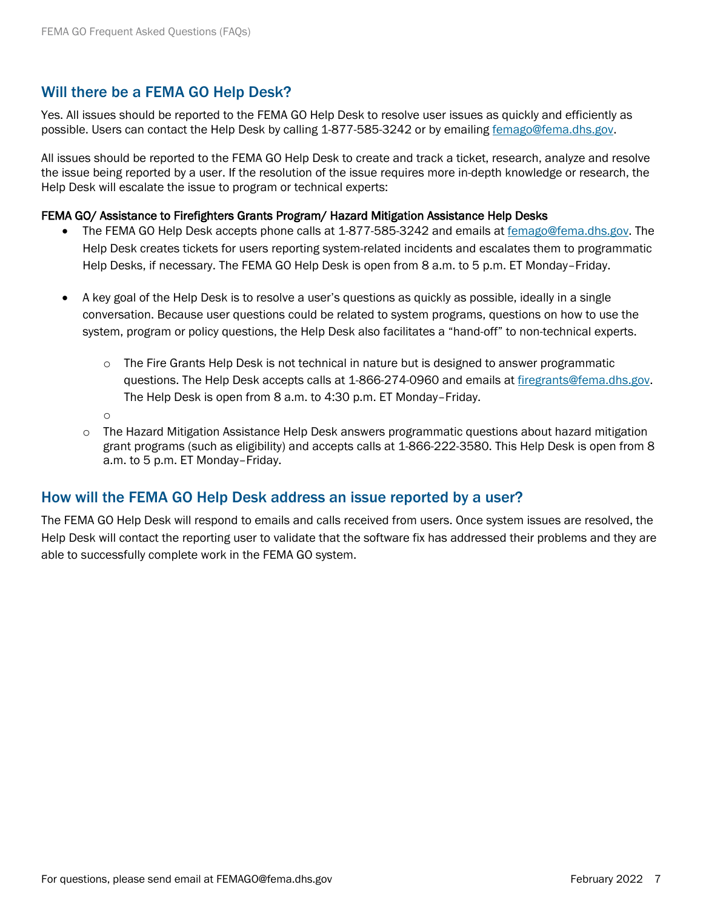## Will there be a FEMA GO Help Desk?

Yes. All issues should be reported to the FEMA GO Help Desk to resolve user issues as quickly and efficiently as possible. Users can contact the Help Desk by calling 1-877-585-3242 or by emailing femago@fema.dhs.gov.

All issues should be reported to the FEMA GO Help Desk to create and track a ticket, research, analyze and resolve the issue being reported by a user. If the resolution of the issue requires more in-depth knowledge or research, the Help Desk will escalate the issue to program or technical experts:

**FEMA GO/ Assistance to Firefighters Grants Program/ Hazard Mitigation Assistance Help Desks**

- The FEMA GO Help Desk accepts phone calls at 1-877-585-3242 and emails at femago@fema.dhs.gov. The Help Desk creates tickets for users reporting system-related incidents and escalates them to programmatic Help Desks, if necessary. The FEMA GO Help Desk is open from 8 a.m. to 5 p.m. ET Monday–Friday.
- A key goal of the Help Desk is to resolve a user's questions as quickly as possible, ideally in a single conversation. Because user questions could be related to system programs, questions on how to use the system, program or policy questions, the Help Desk also facilitates a "hand-off" to non-technical experts.
  - The Fire Grants Help Desk is not technical in nature but is designed to answer programmatic questions. The Help Desk accepts calls at 1-866-274-0960 and emails at firegrants@fema.dhs.gov. The Help Desk is open from 8 a.m. to 4:30 p.m. ET Monday–Friday.
  - The Hazard Mitigation Assistance Help Desk answers programmatic questions about hazard mitigation grant programs (such as eligibility) and accepts calls at 1-866-222-3580. This Help Desk is open from 8 a.m. to 5 p.m. ET Monday–Friday.

## How will the FEMA GO Help Desk address an issue reported by a user?

The FEMA GO Help Desk will respond to emails and calls received from users. Once system issues are resolved, the Help Desk will contact the reporting user to validate that the software fix has addressed their problems and they are able to successfully complete work in the FEMA GO system.